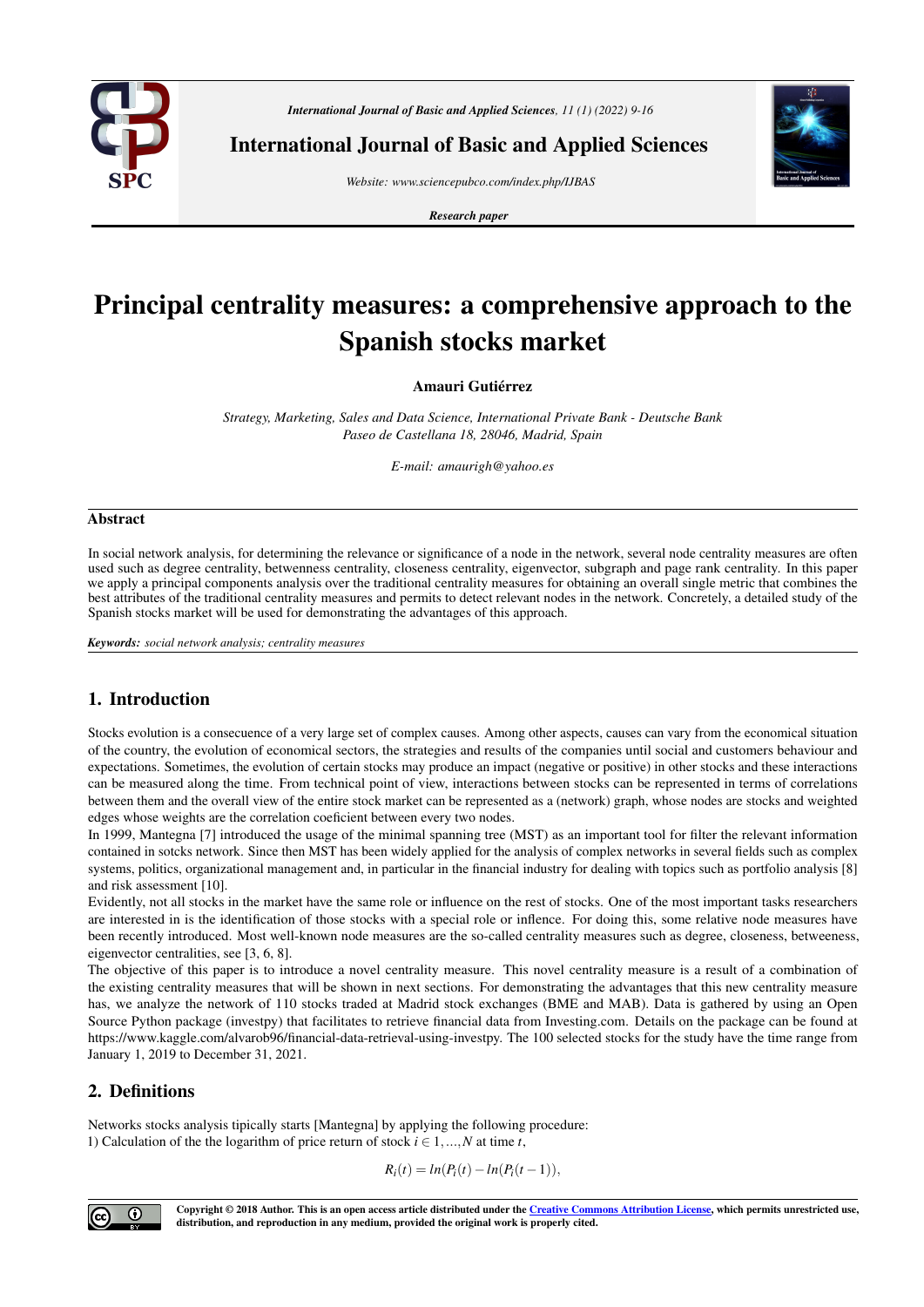# Principal centrality measures: a comprehensive approach to the Spanish stocks market

**Amauri Gutiérrez**

*Strategy, Marketing, Sales and Data Science, International Private Bank - Deutsche Bank*
*Paseo de Castellana 18, 28046, Madrid, Spain*

*E-mail: amaurigh@yahoo.es*

## Abstract

In social network analysis, for determining the relevance or significance of a node in the network, several node centrality measures are often used such as degree centrality, betwenness centrality, closeness centrality, eigenvector, subgraph and page rank centrality. In this paper we apply a principal components analysis over the traditional centrality measures for obtaining an overall single metric that combines the best attributes of the traditional centrality measures and permits to detect relevant nodes in the network. Concretely, a detailed study of the Spanish stocks market will be used for demonstrating the advantages of this approach.

***Keywords:*** *social network analysis; centrality measures*

## 1. Introduction

Stocks evolution is a consecuence of a very large set of complex causes. Among other aspects, causes can vary from the economical situation of the country, the evolution of economical sectors, the strategies and results of the companies until social and customers behaviour and expectations. Sometimes, the evolution of certain stocks may produce an impact (negative or positive) in other stocks and these interactions can be measured along the time. From technical point of view, interactions between stocks can be represented in terms of correlations between them and the overall view of the entire stock market can be represented as a (network) graph, whose nodes are stocks and weighted edges whose weights are the correlation coeficient between every two nodes.

In 1999, Mantegna [7] introduced the usage of the minimal spanning tree (MST) as an important tool for filter the relevant information contained in sotcks network. Since then MST has been widely applied for the analysis of complex networks in several fields such as complex systems, politics, organizational management and, in particular in the financial industry for dealing with topics such as portfolio analysis [8] and risk assessment [10].

Evidently, not all stocks in the market have the same role or influence on the rest of stocks. One of the most important tasks researchers are interested in is the identification of those stocks with a special role or inflence. For doing this, some relative node measures have been recently introduced. Most well-known node measures are the so-called centrality measures such as degree, closeness, betweeness, eigenvector centralities, see [3, 6, 8].

The objective of this paper is to introduce a novel centrality measure. This novel centrality measure is a result of a combination of the existing centrality measures that will be shown in next sections. For demonstrating the advantages that this new centrality measure has, we analyze the network of 110 stocks traded at Madrid stock exchanges (BME and MAB). Data is gathered by using an Open Source Python package (investpy) that facilitates to retrieve financial data from Investing.com. Details on the package can be found at https://www.kaggle.com/alvarob96/financial-data-retrieval-using-investpy. The 100 selected stocks for the study have the time range from January 1, 2019 to December 31, 2021.

## 2. Definitions

Networks stocks analysis tipically starts [Mantegna] by applying the following procedure:

1) Calculation of the the logarithm of price return of stock $i \in 1,...,N$ at time $t$,

$$R_i(t) = ln(P_i(t) - ln(P_i(t-1)),$$

Copyright © 2018 Author. This is an open access article distributed under the Creative Commons Attribution License, which permits unrestricted use, distribution, and reproduction in any medium, provided the original work is properly cited.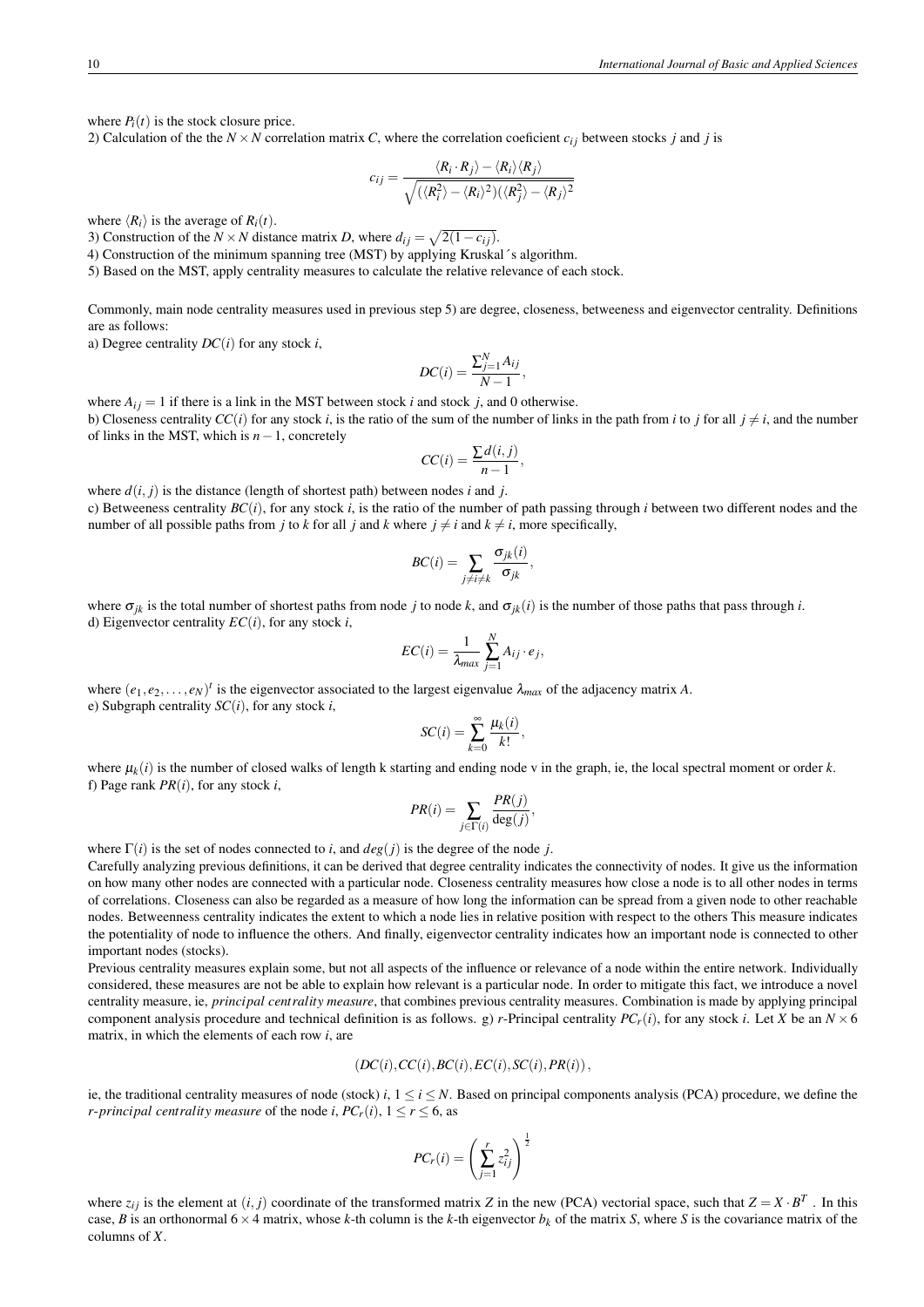where $P_i(t)$ is the stock closure price.

2) Calculation of the the $N \times N$ correlation matrix $C$, where the correlation coeficient $c_{ij}$ between stocks $j$ and $j$ is

$$c_{ij} = \frac{\langle R_i \cdot R_j \rangle - \langle R_i \rangle \langle R_j \rangle}{\sqrt{(\langle R_i^2 \rangle - \langle R_i \rangle^2)(\langle R_j^2 \rangle - \langle R_j \rangle^2}}$$

where $\langle R_i \rangle$ is the average of $R_i(t)$.

3) Construction of the $N \times N$ distance matrix $D$, where $d_{ij} = \sqrt{2(1 - c_{ij})}$.

4) Construction of the minimum spanning tree (MST) by applying Kruskal´s algorithm.

5) Based on the MST, apply centrality measures to calculate the relative relevance of each stock.

Commonly, main node centrality measures used in previous step 5) are degree, closeness, betweeness and eigenvector centrality. Definitions are as follows:

a) Degree centrality $DC(i)$ for any stock $i$,

$$DC(i) = \frac{\sum_{j=1}^{N} A_{ij}}{N-1},$$

where $A_{ij} = 1$ if there is a link in the MST between stock $i$ and stock $j$, and 0 otherwise.

b) Closeness centrality $CC(i)$ for any stock $i$, is the ratio of the sum of the number of links in the path from $i$ to $j$ for all $j \neq i$, and the number of links in the MST, which is $n-1$, concretely

$$CC(i) = \frac{\sum d(i,j)}{n-1},$$

where $d(i,j)$ is the distance (length of shortest path) between nodes $i$ and $j$.

c) Betweeness centrality $BC(i)$, for any stock $i$, is the ratio of the number of path passing through $i$ between two different nodes and the number of all possible paths from $j$ to $k$ for all $j$ and $k$ where $j \neq i$ and $k \neq i$, more specifically,

$$BC(i) = \sum_{j \neq i \neq k} \frac{\sigma_{jk}(i)}{\sigma_{jk}},$$

where $\sigma_{jk}$ is the total number of shortest paths from node $j$ to node $k$, and $\sigma_{jk}(i)$ is the number of those paths that pass through $i$.

d) Eigenvector centrality $EC(i)$, for any stock $i$,

$$EC(i) = \frac{1}{\lambda_{max}} \sum_{j=1}^{N} A_{ij} \cdot e_j,$$

where $(e_1, e_2, \ldots, e_N)^t$ is the eigenvector associated to the largest eigenvalue $\lambda_{max}$ of the adjacency matrix $A$.

e) Subgraph centrality $SC(i)$, for any stock $i$,

$$SC(i) = \sum_{k=0}^{\infty} \frac{\mu_k(i)}{k!},$$

where $\mu_k(i)$ is the number of closed walks of length k starting and ending node v in the graph, ie, the local spectral moment or order $k$.

f) Page rank $PR(i)$, for any stock $i$,

$$PR(i) = \sum_{j \in \Gamma(i)} \frac{PR(j)}{\deg(j)},$$

where $\Gamma(i)$ is the set of nodes connected to $i$, and $deg(j)$ is the degree of the node $j$.

Carefully analyzing previous definitions, it can be derived that degree centrality indicates the connectivity of nodes. It give us the information on how many other nodes are connected with a particular node. Closeness centrality measures how close a node is to all other nodes in terms of correlations. Closeness can also be regarded as a measure of how long the information can be spread from a given node to other reachable nodes. Betweenness centrality indicates the extent to which a node lies in relative position with respect to the others This measure indicates the potentiality of node to influence the others. And finally, eigenvector centrality indicates how an important node is connected to other important nodes (stocks).

Previous centrality measures explain some, but not all aspects of the influence or relevance of a node within the entire network. Individually considered, these measures are not be able to explain how relevant is a particular node. In order to mitigate this fact, we introduce a novel centrality measure, ie, *principal centrality measure*, that combines previous centrality measures. Combination is made by applying principal component analysis procedure and technical definition is as follows. g) $r$-Principal centrality $PC_r(i)$, for any stock $i$. Let $X$ be an $N \times 6$ matrix, in which the elements of each row $i$, are

$$(DC(i), CC(i), BC(i), EC(i), SC(i), PR(i)),$$

ie, the traditional centrality measures of node (stock) $i$, $1 \leq i \leq N$. Based on principal components analysis (PCA) procedure, we define the *r-principal centrality measure* of the node $i$, $PC_r(i)$, $1 \leq r \leq 6$, as

$$PC_r(i) = \left( \sum_{j=1}^{r} z_{ij}^2 \right)^{\frac{1}{2}}$$

where $z_{ij}$ is the element at $(i,j)$ coordinate of the transformed matrix $Z$ in the new (PCA) vectorial space, such that $Z = X \cdot B^T$. In this case, $B$ is an orthonormal $6 \times 4$ matrix, whose $k$-th column is the $k$-th eigenvector $b_k$ of the matrix $S$, where $S$ is the covariance matrix of the columns of $X$.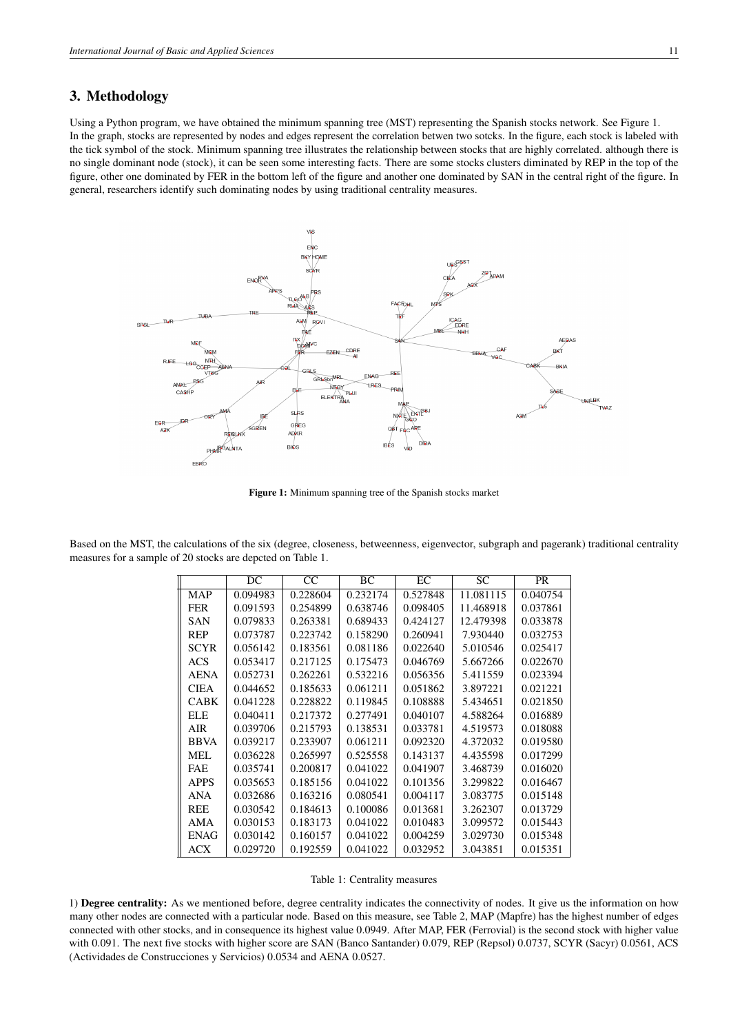## 3. Methodology

Using a Python program, we have obtained the minimum spanning tree (MST) representing the Spanish stocks network. See Figure 1. In the graph, stocks are represented by nodes and edges represent the correlation betwen two sotcks. In the figure, each stock is labeled with the tick symbol of the stock. Minimum spanning tree illustrates the relationship between stocks that are highly correlated. although there is no single dominant node (stock), it can be seen some interesting facts. There are some stocks clusters diminated by REP in the top of the figure, other one dominated by FER in the bottom left of the figure and another one dominated by SAN in the central right of the figure. In general, researchers identify such dominating nodes by using traditional centrality measures.

**Figure 1:** Minimum spanning tree of the Spanish stocks market

Based on the MST, the calculations of the six (degree, closeness, betweenness, eigenvector, subgraph and pagerank) traditional centrality measures for a sample of 20 stocks are depcted on Table 1.

| | DC | CC | BC | EC | SC | PR |
|---|---|---|---|---|---|---|
| MAP | 0.094983 | 0.228604 | 0.232174 | 0.527848 | 11.081115 | 0.040754 |
| FER | 0.091593 | 0.254899 | 0.638746 | 0.098405 | 11.468918 | 0.037861 |
| SAN | 0.079833 | 0.263381 | 0.689433 | 0.424127 | 12.479398 | 0.033878 |
| REP | 0.073787 | 0.223742 | 0.158290 | 0.260941 | 7.930440 | 0.032753 |
| SCYR | 0.056142 | 0.183561 | 0.081186 | 0.022640 | 5.010546 | 0.025417 |
| ACS | 0.053417 | 0.217125 | 0.175473 | 0.046769 | 5.667266 | 0.022670 |
| AENA | 0.052731 | 0.262261 | 0.532216 | 0.056356 | 5.411559 | 0.023394 |
| CIEA | 0.044652 | 0.185633 | 0.061211 | 0.051862 | 3.897221 | 0.021221 |
| CABK | 0.041228 | 0.228822 | 0.119845 | 0.108888 | 5.434651 | 0.021850 |
| ELE | 0.040411 | 0.217372 | 0.277491 | 0.040107 | 4.588264 | 0.016889 |
| AIR | 0.039706 | 0.215793 | 0.138531 | 0.033781 | 4.519573 | 0.018088 |
| BBVA | 0.039217 | 0.233907 | 0.061211 | 0.092320 | 4.372032 | 0.019580 |
| MEL | 0.036228 | 0.265997 | 0.525558 | 0.143137 | 4.435598 | 0.017299 |
| FAE | 0.035741 | 0.200817 | 0.041022 | 0.041907 | 3.468739 | 0.016020 |
| APPS | 0.035653 | 0.185156 | 0.041022 | 0.101356 | 3.299822 | 0.016467 |
| ANA | 0.032686 | 0.163216 | 0.080541 | 0.004117 | 3.083775 | 0.015148 |
| REE | 0.030542 | 0.184613 | 0.100086 | 0.013681 | 3.262307 | 0.013729 |
| AMA | 0.030153 | 0.183173 | 0.041022 | 0.010483 | 3.099572 | 0.015443 |
| ENAG | 0.030142 | 0.160157 | 0.041022 | 0.004259 | 3.029730 | 0.015348 |
| ACX | 0.029720 | 0.192559 | 0.041022 | 0.032952 | 3.043851 | 0.015351 |

Table 1: Centrality measures

1) **Degree centrality:** As we mentioned before, degree centrality indicates the connectivity of nodes. It give us the information on how many other nodes are connected with a particular node. Based on this measure, see Table 2, MAP (Mapfre) has the highest number of edges connected with other stocks, and in consequence its highest value 0.0949. After MAP, FER (Ferrovial) is the second stock with higher value with 0.091. The next five stocks with higher score are SAN (Banco Santander) 0.079, REP (Repsol) 0.0737, SCYR (Sacyr) 0.0561, ACS (Actividades de Construcciones y Servicios) 0.0534 and AENA 0.0527.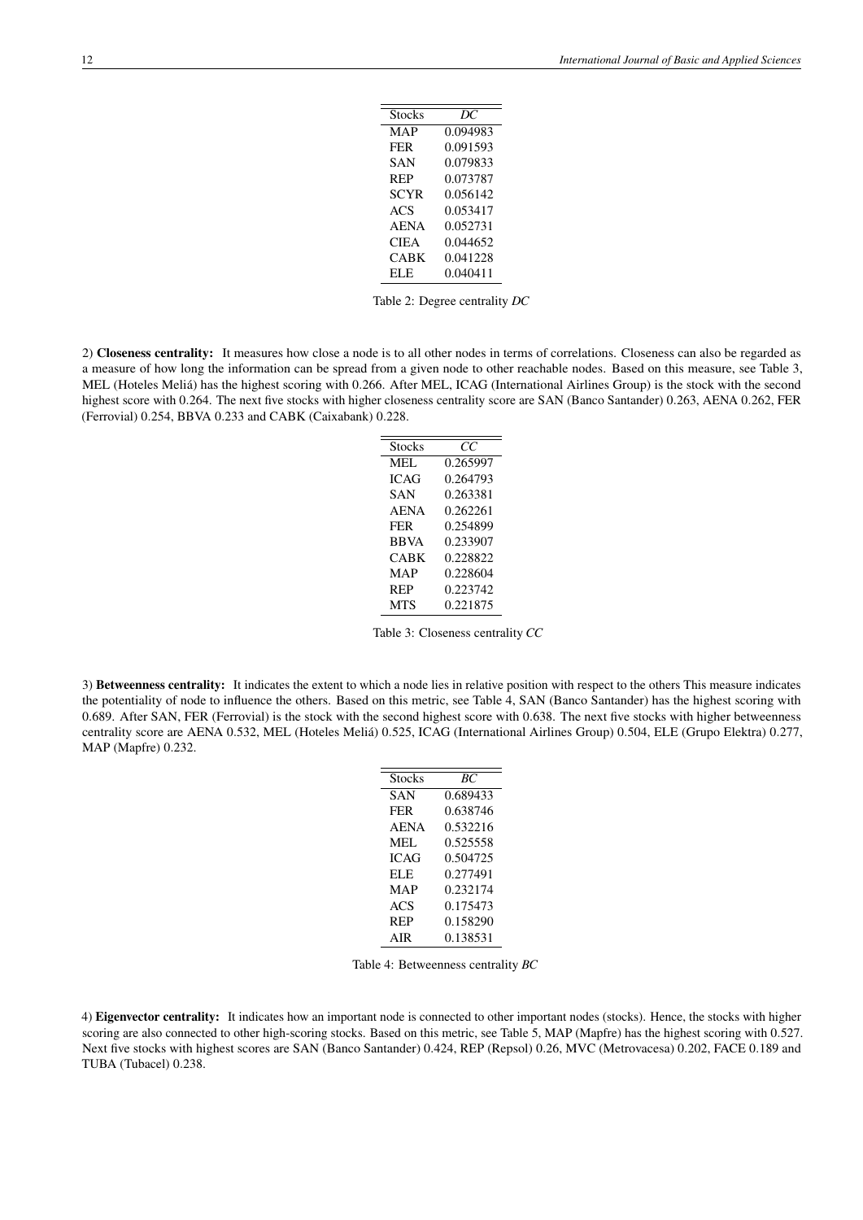| Stocks | *DC* |
|---|---|
| MAP | 0.094983 |
| FER | 0.091593 |
| SAN | 0.079833 |
| REP | 0.073787 |
| SCYR | 0.056142 |
| ACS | 0.053417 |
| AENA | 0.052731 |
| CIEA | 0.044652 |
| CABK | 0.041228 |
| ELE | 0.040411 |

Table 2: Degree centrality *DC*

2) **Closeness centrality:** It measures how close a node is to all other nodes in terms of correlations. Closeness can also be regarded as a measure of how long the information can be spread from a given node to other reachable nodes. Based on this measure, see Table 3, MEL (Hoteles Meliá) has the highest scoring with 0.266. After MEL, ICAG (International Airlines Group) is the stock with the second highest score with 0.264. The next five stocks with higher closeness centrality score are SAN (Banco Santander) 0.263, AENA 0.262, FER (Ferrovial) 0.254, BBVA 0.233 and CABK (Caixabank) 0.228.

| Stocks | *CC* |
|---|---|
| MEL | 0.265997 |
| ICAG | 0.264793 |
| SAN | 0.263381 |
| AENA | 0.262261 |
| FER | 0.254899 |
| BBVA | 0.233907 |
| CABK | 0.228822 |
| MAP | 0.228604 |
| REP | 0.223742 |
| MTS | 0.221875 |

Table 3: Closeness centrality *CC*

3) **Betweenness centrality:** It indicates the extent to which a node lies in relative position with respect to the others This measure indicates the potentiality of node to influence the others. Based on this metric, see Table 4, SAN (Banco Santander) has the highest scoring with 0.689. After SAN, FER (Ferrovial) is the stock with the second highest score with 0.638. The next five stocks with higher betweenness centrality score are AENA 0.532, MEL (Hoteles Meliá) 0.525, ICAG (International Airlines Group) 0.504, ELE (Grupo Elektra) 0.277, MAP (Mapfre) 0.232.

| Stocks | *BC* |
|---|---|
| SAN | 0.689433 |
| FER | 0.638746 |
| AENA | 0.532216 |
| MEL | 0.525558 |
| ICAG | 0.504725 |
| ELE | 0.277491 |
| MAP | 0.232174 |
| ACS | 0.175473 |
| REP | 0.158290 |
| AIR | 0.138531 |

Table 4: Betweenness centrality *BC*

4) **Eigenvector centrality:** It indicates how an important node is connected to other important nodes (stocks). Hence, the stocks with higher scoring are also connected to other high-scoring stocks. Based on this metric, see Table 5, MAP (Mapfre) has the highest scoring with 0.527. Next five stocks with highest scores are SAN (Banco Santander) 0.424, REP (Repsol) 0.26, MVC (Metrovacesa) 0.202, FACE 0.189 and TUBA (Tubacel) 0.238.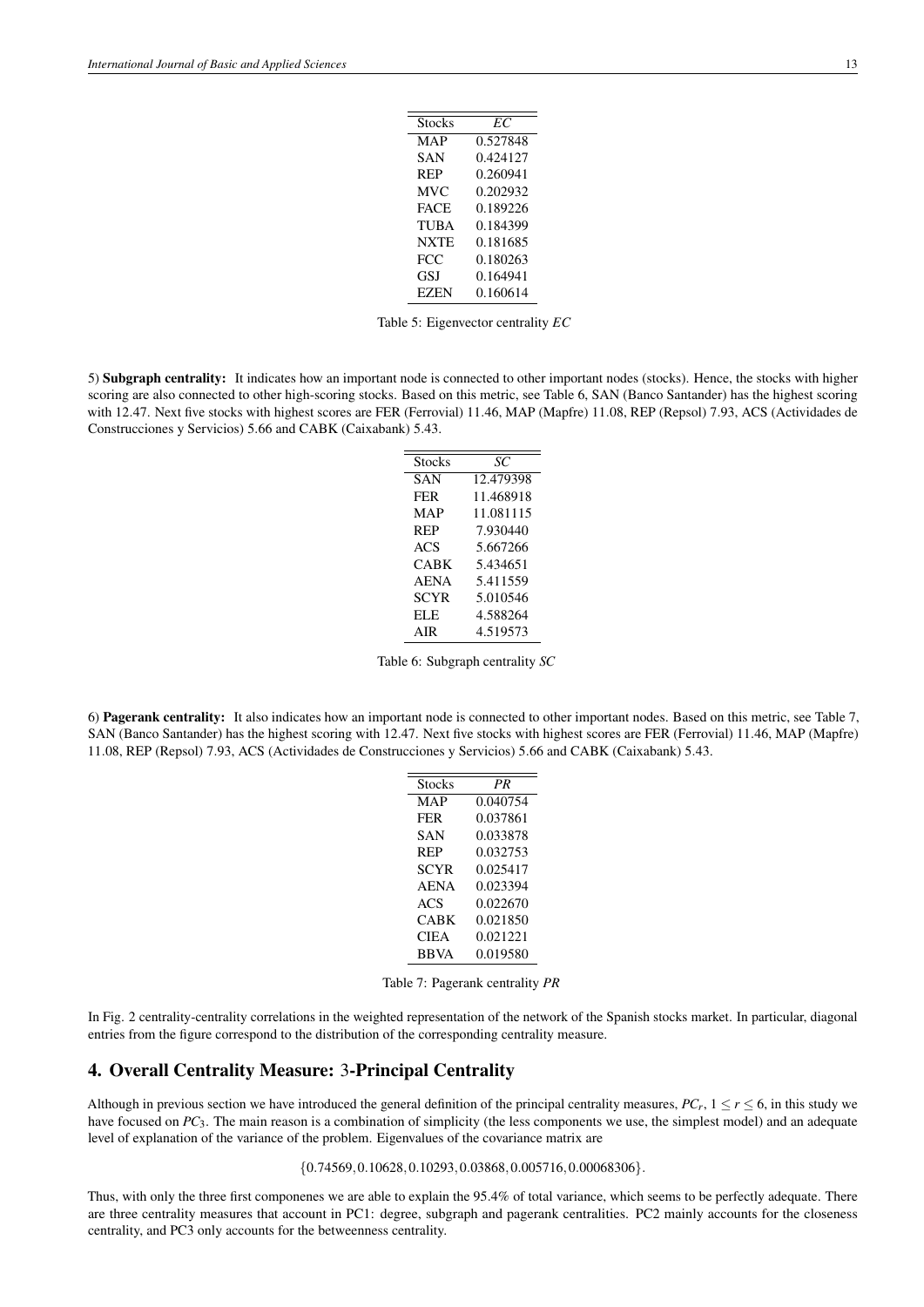| Stocks | *EC* |
|---|---|
| MAP | 0.527848 |
| SAN | 0.424127 |
| REP | 0.260941 |
| MVC | 0.202932 |
| FACE | 0.189226 |
| TUBA | 0.184399 |
| NXTE | 0.181685 |
| FCC | 0.180263 |
| GSJ | 0.164941 |
| EZEN | 0.160614 |

Table 5: Eigenvector centrality *EC*

5) **Subgraph centrality:** It indicates how an important node is connected to other important nodes (stocks). Hence, the stocks with higher scoring are also connected to other high-scoring stocks. Based on this metric, see Table 6, SAN (Banco Santander) has the highest scoring with 12.47. Next five stocks with highest scores are FER (Ferrovial) 11.46, MAP (Mapfre) 11.08, REP (Repsol) 7.93, ACS (Actividades de Construcciones y Servicios) 5.66 and CABK (Caixabank) 5.43.

| Stocks | *SC* |
|---|---|
| SAN | 12.479398 |
| FER | 11.468918 |
| MAP | 11.081115 |
| REP | 7.930440 |
| ACS | 5.667266 |
| CABK | 5.434651 |
| AENA | 5.411559 |
| SCYR | 5.010546 |
| ELE | 4.588264 |
| AIR | 4.519573 |

Table 6: Subgraph centrality *SC*

6) **Pagerank centrality:** It also indicates how an important node is connected to other important nodes. Based on this metric, see Table 7, SAN (Banco Santander) has the highest scoring with 12.47. Next five stocks with highest scores are FER (Ferrovial) 11.46, MAP (Mapfre) 11.08, REP (Repsol) 7.93, ACS (Actividades de Construcciones y Servicios) 5.66 and CABK (Caixabank) 5.43.

| Stocks | *PR* |
|---|---|
| MAP | 0.040754 |
| FER | 0.037861 |
| SAN | 0.033878 |
| REP | 0.032753 |
| SCYR | 0.025417 |
| AENA | 0.023394 |
| ACS | 0.022670 |
| CABK | 0.021850 |
| CIEA | 0.021221 |
| BBVA | 0.019580 |

Table 7: Pagerank centrality *PR*

In Fig. 2 centrality-centrality correlations in the weighted representation of the network of the Spanish stocks market. In particular, diagonal entries from the figure correspond to the distribution of the corresponding centrality measure.

## 4. Overall Centrality Measure: 3-Principal Centrality

Although in previous section we have introduced the general definition of the principal centrality measures, $PC_r$, $1 \leq r \leq 6$, in this study we have focused on $PC_3$. The main reason is a combination of simplicity (the less components we use, the simplest model) and an adequate level of explanation of the variance of the problem. Eigenvalues of the covariance matrix are

$$\{0.74569, 0.10628, 0.10293, 0.03868, 0.005716, 0.00068306\}.$$

Thus, with only the three first componenes we are able to explain the 95.4% of total variance, which seems to be perfectly adequate. There are three centrality measures that account in PC1: degree, subgraph and pagerank centralities. PC2 mainly accounts for the closeness centrality, and PC3 only accounts for the betweenness centrality.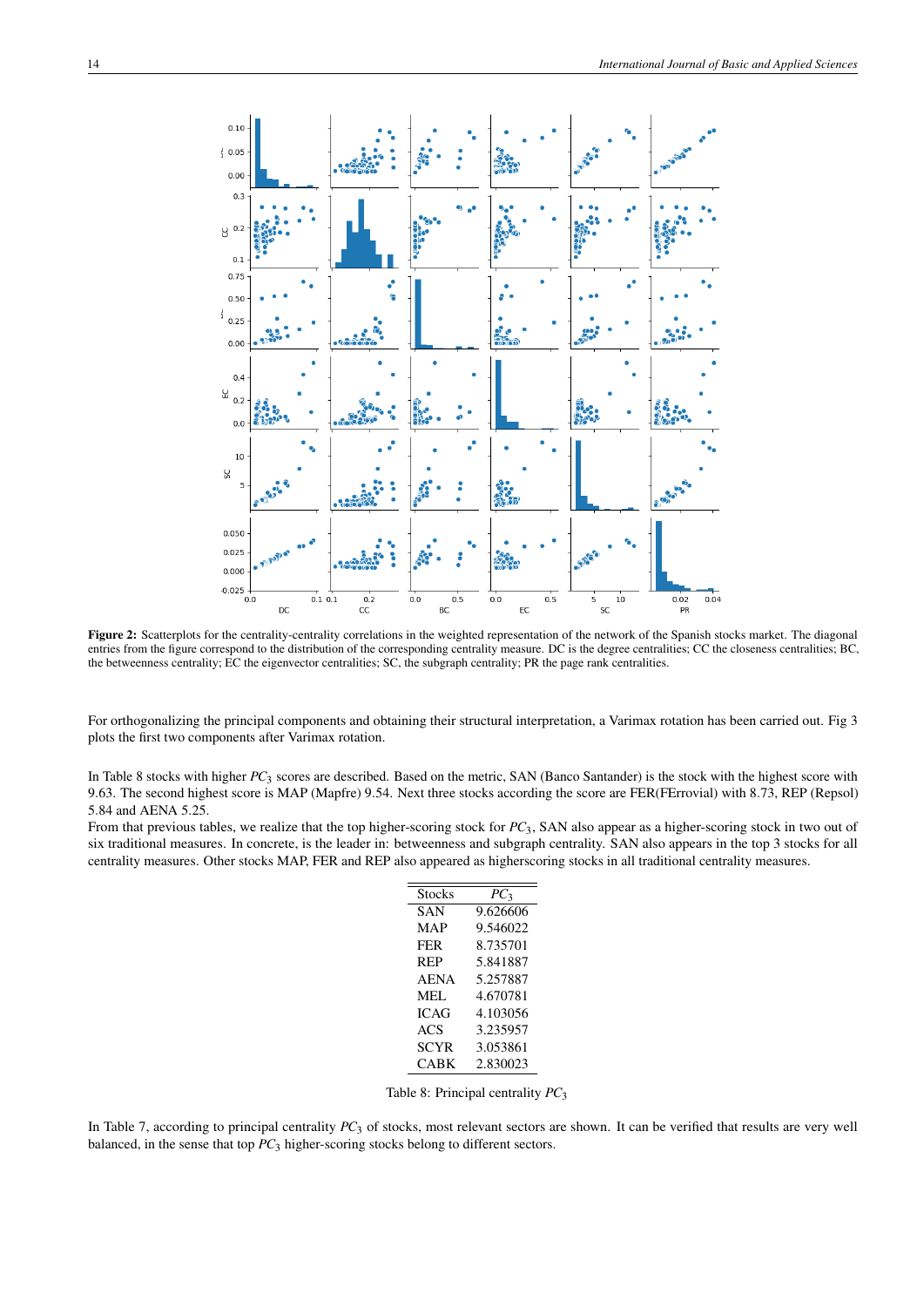Figure 2: Scatterplots for the centrality-centrality correlations in the weighted representation of the network of the Spanish stocks market. The diagonal entries from the figure correspond to the distribution of the corresponding centrality measure. DC is the degree centralities; CC the closeness centralities; BC, the betweenness centrality; EC the eigenvector centralities; SC, the subgraph centrality; PR the page rank centralities.

For orthogonalizing the principal components and obtaining their structural interpretation, a Varimax rotation has been carried out. Fig 3 plots the first two components after Varimax rotation.

In Table 8 stocks with higher $PC_3$ scores are described. Based on the metric, SAN (Banco Santander) is the stock with the highest score with 9.63. The second highest score is MAP (Mapfre) 9.54. Next three stocks according the score are FER(FErrovial) with 8.73, REP (Repsol) 5.84 and AENA 5.25.

From that previous tables, we realize that the top higher-scoring stock for $PC_3$, SAN also appear as a higher-scoring stock in two out of six traditional measures. In concrete, is the leader in: betweenness and subgraph centrality. SAN also appears in the top 3 stocks for all centrality measures. Other stocks MAP, FER and REP also appeared as higherscoring stocks in all traditional centrality measures.

| Stocks | $PC_3$ |
|---|---|
| SAN | 9.626606 |
| MAP | 9.546022 |
| FER | 8.735701 |
| REP | 5.841887 |
| AENA | 5.257887 |
| MEL | 4.670781 |
| ICAG | 4.103056 |
| ACS | 3.235957 |
| SCYR | 3.053861 |
| CABK | 2.830023 |

Table 8: Principal centrality $PC_3$

In Table 7, according to principal centrality $PC_3$ of stocks, most relevant sectors are shown. It can be verified that results are very well balanced, in the sense that top $PC_3$ higher-scoring stocks belong to different sectors.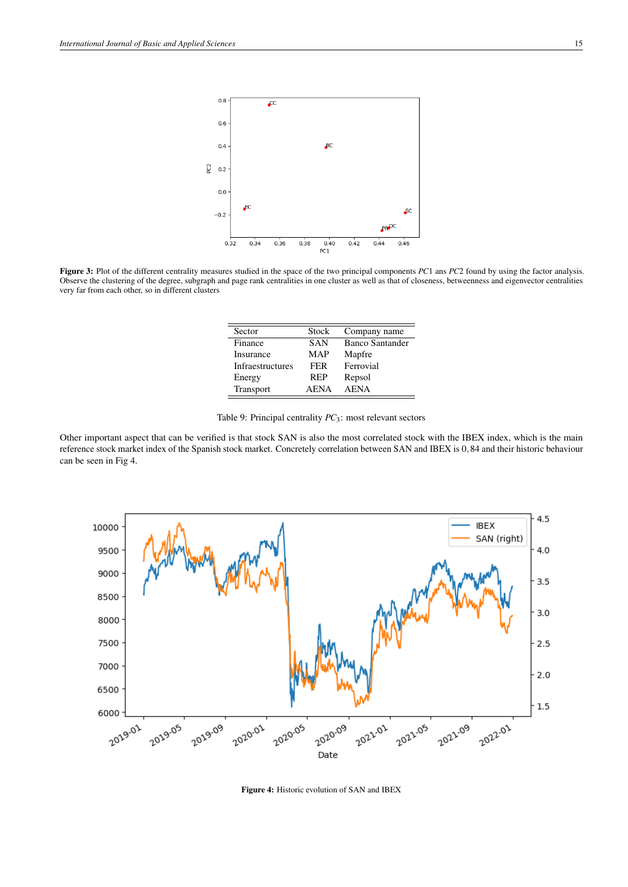**Figure 3:** Plot of the different centrality measures studied in the space of the two principal components $PC1$ ans $PC2$ found by using the factor analysis. Observe the clustering of the degree, subgraph and page rank centralities in one cluster as well as that of closeness, betweenness and eigenvector centralities very far from each other, so in different clusters

| Sector | Stock | Company name |
|---|---|---|
| Finance | SAN | Banco Santander |
| Insurance | MAP | Mapfre |
| Infraestructures | FER | Ferrovial |
| Energy | REP | Repsol |
| Transport | AENA | AENA |

Table 9: Principal centrality $PC_3$: most relevant sectors

Other important aspect that can be verified is that stock SAN is also the most correlated stock with the IBEX index, which is the main reference stock market index of the Spanish stock market. Concretely correlation between SAN and IBEX is $0,84$ and their historic behaviour can be seen in Fig 4.

**Figure 4:** Historic evolution of SAN and IBEX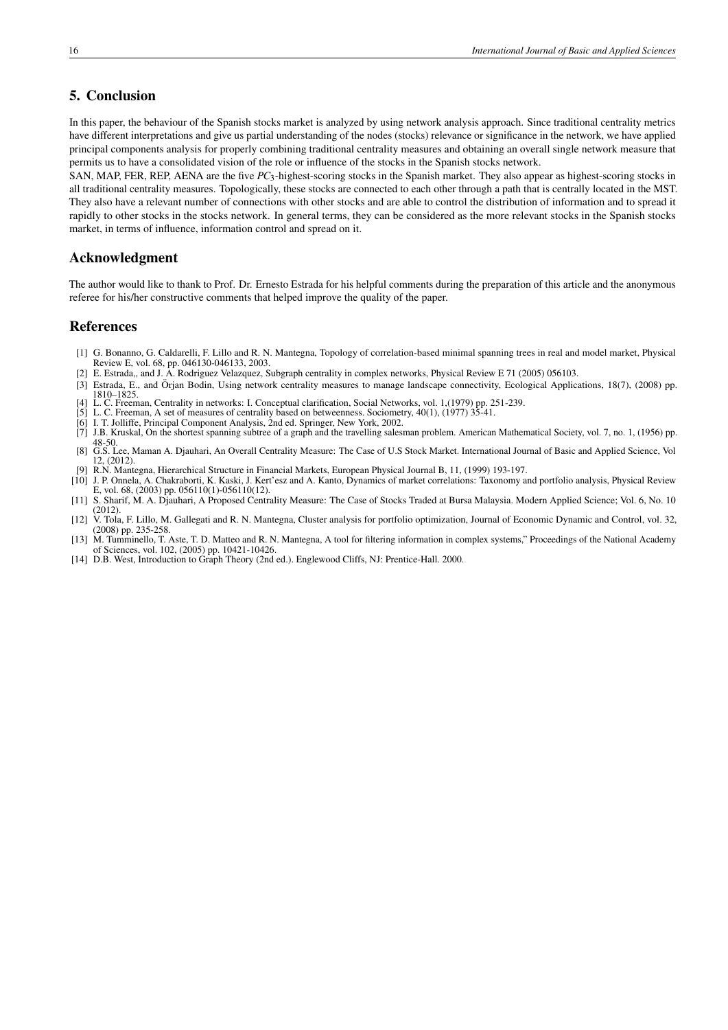## 5. Conclusion

In this paper, the behaviour of the Spanish stocks market is analyzed by using network analysis approach. Since traditional centrality metrics have different interpretations and give us partial understanding of the nodes (stocks) relevance or significance in the network, we have applied principal components analysis for properly combining traditional centrality measures and obtaining an overall single network measure that permits us to have a consolidated vision of the role or influence of the stocks in the Spanish stocks network.

SAN, MAP, FER, REP, AENA are the five $PC_3$-highest-scoring stocks in the Spanish market. They also appear as highest-scoring stocks in all traditional centrality measures. Topologically, these stocks are connected to each other through a path that is centrally located in the MST. They also have a relevant number of connections with other stocks and are able to control the distribution of information and to spread it rapidly to other stocks in the stocks network. In general terms, they can be considered as the more relevant stocks in the Spanish stocks market, in terms of influence, information control and spread on it.

## Acknowledgment

The author would like to thank to Prof. Dr. Ernesto Estrada for his helpful comments during the preparation of this article and the anonymous referee for his/her constructive comments that helped improve the quality of the paper.

## References

[1] G. Bonanno, G. Caldarelli, F. Lillo and R. N. Mantegna, Topology of correlation-based minimal spanning trees in real and model market, Physical Review E, vol. 68, pp. 046130-046133, 2003.

[2] E. Estrada,, and J. A. Rodriguez Velazquez, Subgraph centrality in complex networks, Physical Review E 71 (2005) 056103.

[3] Estrada, E., and Örjan Bodin, Using network centrality measures to manage landscape connectivity, Ecological Applications, 18(7), (2008) pp. 1810–1825.

[4] L. C. Freeman, Centrality in networks: I. Conceptual clarification, Social Networks, vol. 1,(1979) pp. 251-239.

[5] L. C. Freeman, A set of measures of centrality based on betweenness. Sociometry, 40(1), (1977) 35-41.

[6] I. T. Jolliffe, Principal Component Analysis, 2nd ed. Springer, New York, 2002.

[7] J.B. Kruskal, On the shortest spanning subtree of a graph and the travelling salesman problem. American Mathematical Society, vol. 7, no. 1, (1956) pp. 48-50.

[8] G.S. Lee, Maman A. Djauhari, An Overall Centrality Measure: The Case of U.S Stock Market. International Journal of Basic and Applied Science, Vol 12, (2012).

[9] R.N. Mantegna, Hierarchical Structure in Financial Markets, European Physical Journal B, 11, (1999) 193-197.

[10] J. P. Onnela, A. Chakraborti, K. Kaski, J. Kert'esz and A. Kanto, Dynamics of market correlations: Taxonomy and portfolio analysis, Physical Review E, vol. 68, (2003) pp. 056110(1)-056110(12).

[11] S. Sharif, M. A. Djauhari, A Proposed Centrality Measure: The Case of Stocks Traded at Bursa Malaysia. Modern Applied Science; Vol. 6, No. 10 (2012).

[12] V. Tola, F. Lillo, M. Gallegati and R. N. Mantegna, Cluster analysis for portfolio optimization, Journal of Economic Dynamic and Control, vol. 32, (2008) pp. 235-258.

[13] M. Tumminello, T. Aste, T. D. Matteo and R. N. Mantegna, A tool for filtering information in complex systems," Proceedings of the National Academy of Sciences, vol. 102, (2005) pp. 10421-10426.

[14] D.B. West, Introduction to Graph Theory (2nd ed.). Englewood Cliffs, NJ: Prentice-Hall. 2000.